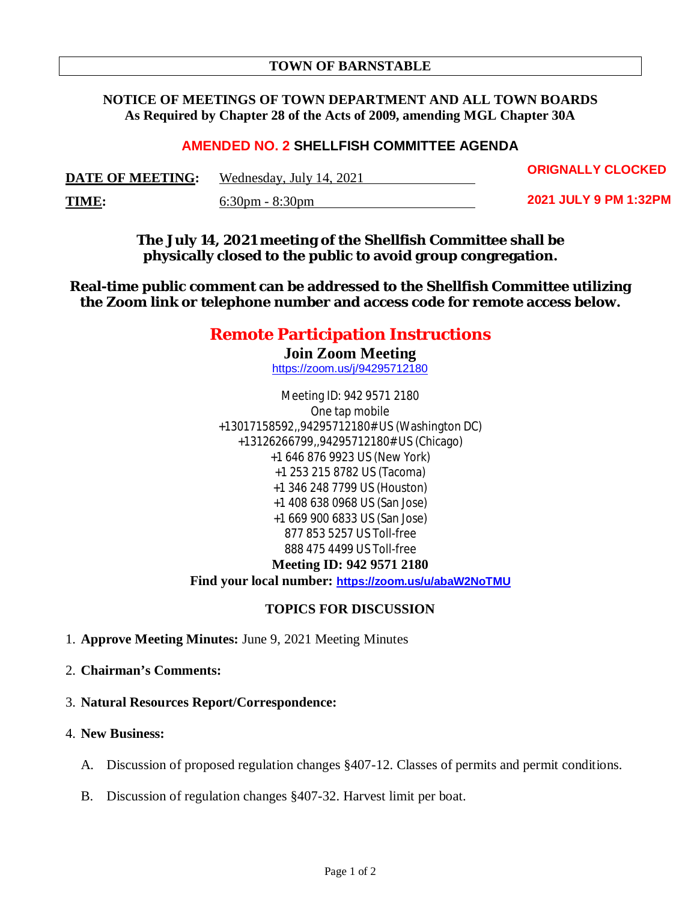# TOWN OF BARNSTABLE

**NOTICE OF MEETINGS OF TOWN DEPARTMENT AND ALL TOWN BOARDS**
**As Required by Chapter 28 of the Acts of 2009, amending MGL Chapter 30A**

## AMENDED NO. 2 SHELLFISH COMMITTEE AGENDA

**ORIGNALLY CLOCKED**
**2021 JULY 9 PM 1:32PM**

**DATE OF MEETING:** Wednesday, July 14, 2021

**TIME:** 6:30pm - 8:30pm

**The July 14, 2021 meeting of the Shellfish Committee shall be physically closed to the public to avoid group congregation.**

**Real-time public comment can be addressed to the Shellfish Committee utilizing the Zoom link or telephone number and access code for remote access below.**

## Remote Participation Instructions

**Join Zoom Meeting**
https://zoom.us/j/94295712180

Meeting ID: 942 9571 2180
One tap mobile
+13017158592,,94295712180# US (Washington DC)
+13126266799,,94295712180# US (Chicago)
+1 646 876 9923 US (New York)
+1 253 215 8782 US (Tacoma)
+1 346 248 7799 US (Houston)
+1 408 638 0968 US (San Jose)
+1 669 900 6833 US (San Jose)
877 853 5257 US Toll-free
888 475 4499 US Toll-free
**Meeting ID: 942 9571 2180**
**Find your local number:** https://zoom.us/u/abaW2NoTMU

### TOPICS FOR DISCUSSION

1. **Approve Meeting Minutes:** June 9, 2021 Meeting Minutes
2. **Chairman's Comments:**
3. **Natural Resources Report/Correspondence:**
4. **New Business:**
   A. Discussion of proposed regulation changes §407-12. Classes of permits and permit conditions.
   B. Discussion of regulation changes §407-32. Harvest limit per boat.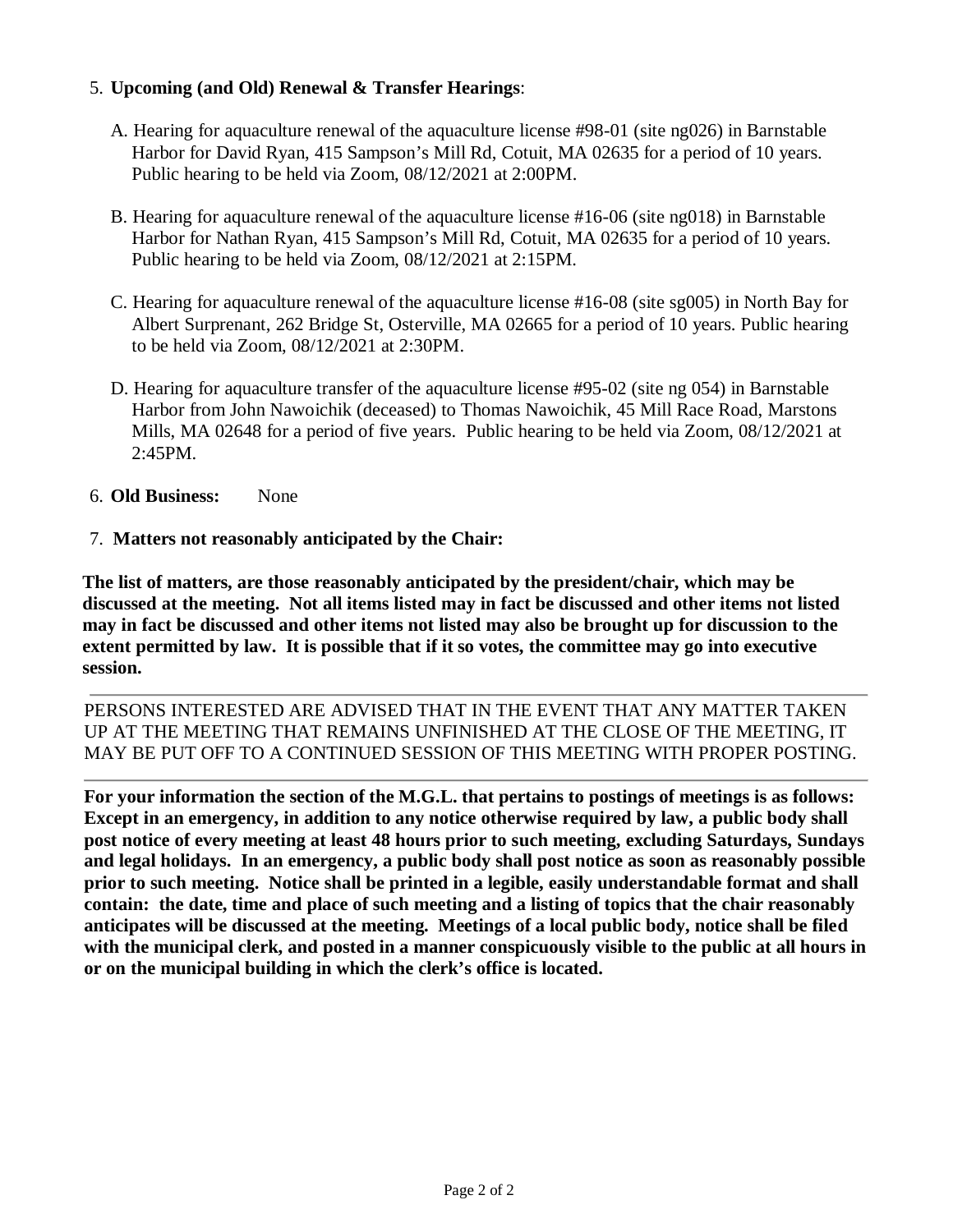5. **Upcoming (and Old) Renewal & Transfer Hearings**:

   A. Hearing for aquaculture renewal of the aquaculture license #98-01 (site ng026) in Barnstable Harbor for David Ryan, 415 Sampson's Mill Rd, Cotuit, MA 02635 for a period of 10 years. Public hearing to be held via Zoom, 08/12/2021 at 2:00PM.

   B. Hearing for aquaculture renewal of the aquaculture license #16-06 (site ng018) in Barnstable Harbor for Nathan Ryan, 415 Sampson's Mill Rd, Cotuit, MA 02635 for a period of 10 years. Public hearing to be held via Zoom, 08/12/2021 at 2:15PM.

   C. Hearing for aquaculture renewal of the aquaculture license #16-08 (site sg005) in North Bay for Albert Surprenant, 262 Bridge St, Osterville, MA 02665 for a period of 10 years. Public hearing to be held via Zoom, 08/12/2021 at 2:30PM.

   D. Hearing for aquaculture transfer of the aquaculture license #95-02 (site ng 054) in Barnstable Harbor from John Nawoichik (deceased) to Thomas Nawoichik, 45 Mill Race Road, Marstons Mills, MA 02648 for a period of five years. Public hearing to be held via Zoom, 08/12/2021 at 2:45PM.

6. **Old Business:** None

7. **Matters not reasonably anticipated by the Chair:**

**The list of matters, are those reasonably anticipated by the president/chair, which may be discussed at the meeting. Not all items listed may in fact be discussed and other items not listed may in fact be discussed and other items not listed may also be brought up for discussion to the extent permitted by law. It is possible that if it so votes, the committee may go into executive session.**

---

PERSONS INTERESTED ARE ADVISED THAT IN THE EVENT THAT ANY MATTER TAKEN UP AT THE MEETING THAT REMAINS UNFINISHED AT THE CLOSE OF THE MEETING, IT MAY BE PUT OFF TO A CONTINUED SESSION OF THIS MEETING WITH PROPER POSTING.

---

**For your information the section of the M.G.L. that pertains to postings of meetings is as follows: Except in an emergency, in addition to any notice otherwise required by law, a public body shall post notice of every meeting at least 48 hours prior to such meeting, excluding Saturdays, Sundays and legal holidays. In an emergency, a public body shall post notice as soon as reasonably possible prior to such meeting. Notice shall be printed in a legible, easily understandable format and shall contain: the date, time and place of such meeting and a listing of topics that the chair reasonably anticipates will be discussed at the meeting. Meetings of a local public body, notice shall be filed with the municipal clerk, and posted in a manner conspicuously visible to the public at all hours in or on the municipal building in which the clerk's office is located.**